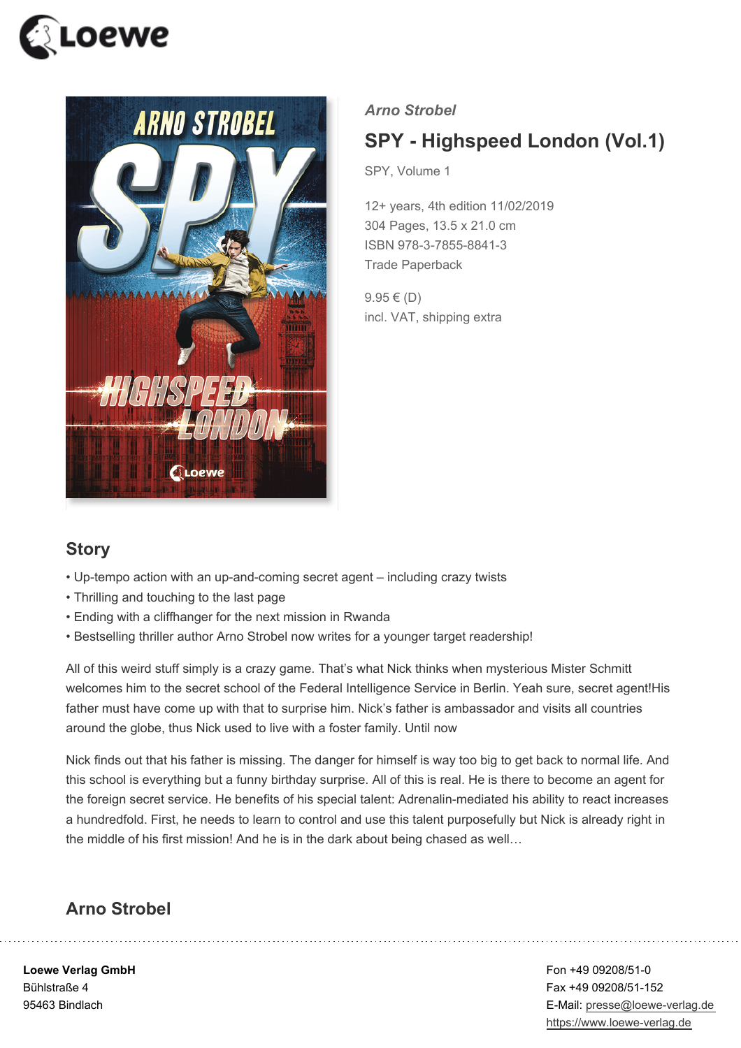*Arno Strobel*

# SPY - Highspeed London (Vol.1)

SPY, Volume 1

12+ years, 4th edition 11/02/2019
304 Pages, 13.5 x 21.0 cm
ISBN 978-3-7855-8841-3
Trade Paperback

9.95 € (D)
incl. VAT, shipping extra

## Story

- Up-tempo action with an up-and-coming secret agent – including crazy twists
- Thrilling and touching to the last page
- Ending with a cliffhanger for the next mission in Rwanda
- Bestselling thriller author Arno Strobel now writes for a younger target readership!

All of this weird stuff simply is a crazy game. That's what Nick thinks when mysterious Mister Schmitt welcomes him to the secret school of the Federal Intelligence Service in Berlin. Yeah sure, secret agent!His father must have come up with that to surprise him. Nick's father is ambassador and visits all countries around the globe, thus Nick used to live with a foster family. Until now

Nick finds out that his father is missing. The danger for himself is way too big to get back to normal life. And this school is everything but a funny birthday surprise. All of this is real. He is there to become an agent for the foreign secret service. He benefits of his special talent: Adrenalin-mediated his ability to react increases a hundredfold. First, he needs to learn to control and use this talent purposefully but Nick is already right in the middle of his first mission! And he is in the dark about being chased as well…

## Arno Strobel

**Loewe Verlag GmbH**
Bühlstraße 4
95463 Bindlach

Fon +49 09208/51-0
Fax +49 09208/51-152
E-Mail: presse@loewe-verlag.de
https://www.loewe-verlag.de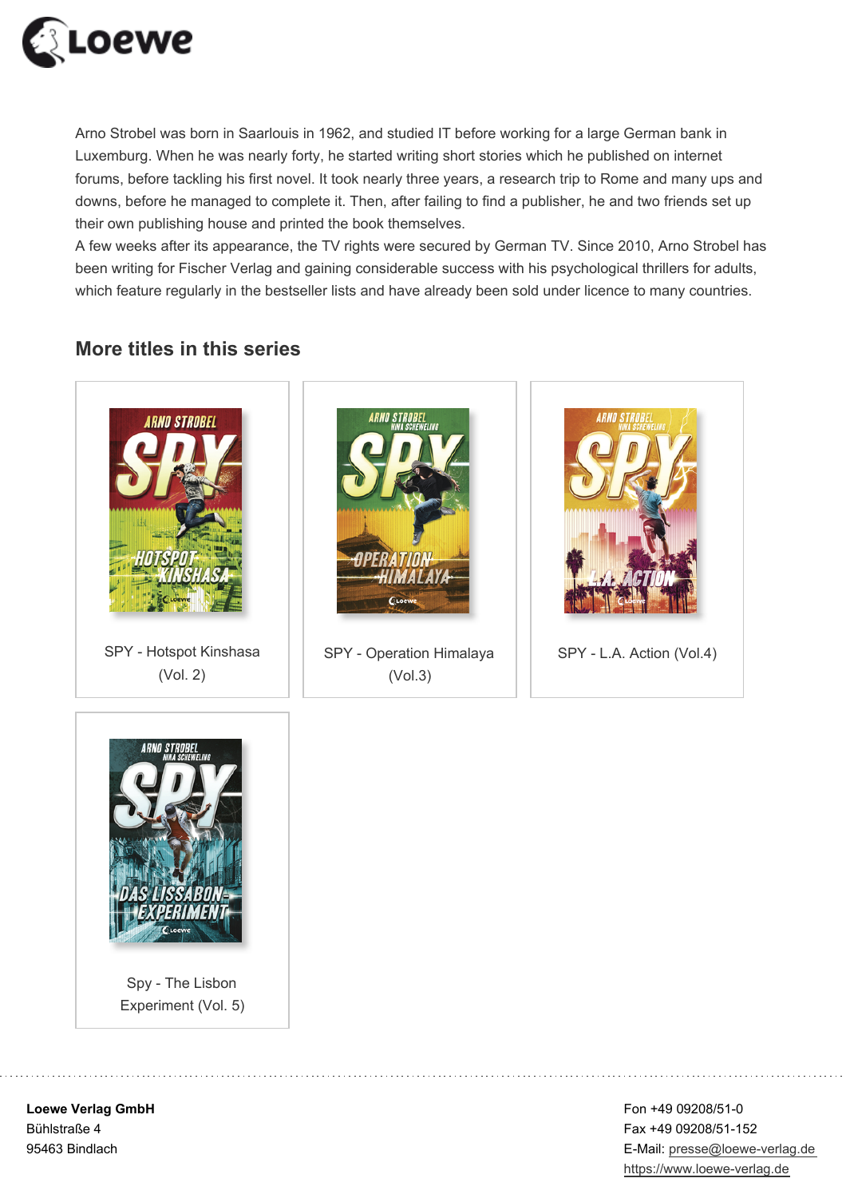Arno Strobel was born in Saarlouis in 1962, and studied IT before working for a large German bank in Luxemburg. When he was nearly forty, he started writing short stories which he published on internet forums, before tackling his first novel. It took nearly three years, a research trip to Rome and many ups and downs, before he managed to complete it. Then, after failing to find a publisher, he and two friends set up their own publishing house and printed the book themselves.
A few weeks after its appearance, the TV rights were secured by German TV. Since 2010, Arno Strobel has been writing for Fischer Verlag and gaining considerable success with his psychological thrillers for adults, which feature regularly in the bestseller lists and have already been sold under licence to many countries.

## More titles in this series

SPY - Hotspot Kinshasa (Vol. 2)

SPY - Operation Himalaya (Vol.3)

SPY - L.A. Action (Vol.4)

Spy - The Lisbon Experiment (Vol. 5)

**Loewe Verlag GmbH**
Bühlstraße 4
95463 Bindlach

Fon +49 09208/51-0
Fax +49 09208/51-152
E-Mail: presse@loewe-verlag.de
https://www.loewe-verlag.de